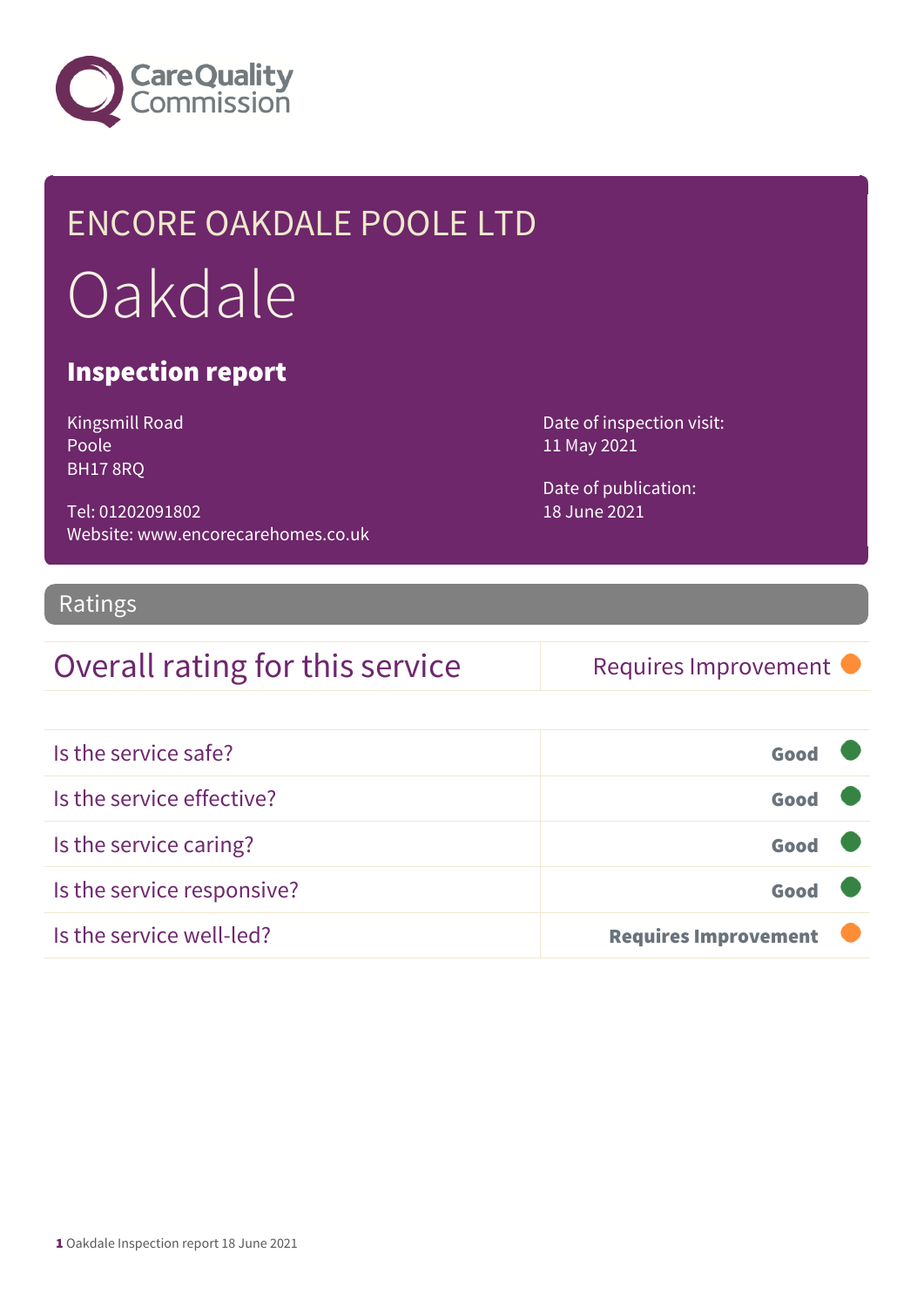Care Quality Commission

# ENCORE OAKDALE POOLE LTD

# Oakdale

## Inspection report

Kingsmill Road
Poole
BH17 8RQ

Tel: 01202091802
Website: www.encorecarehomes.co.uk

Date of inspection visit:
11 May 2021

Date of publication:
18 June 2021

## Ratings

| Overall rating for this service | Requires Improvement |
| --- | --- |

| | |
| --- | --- |
| Is the service safe? | **Good** |
| Is the service effective? | **Good** |
| Is the service caring? | **Good** |
| Is the service responsive? | **Good** |
| Is the service well-led? | **Requires Improvement** |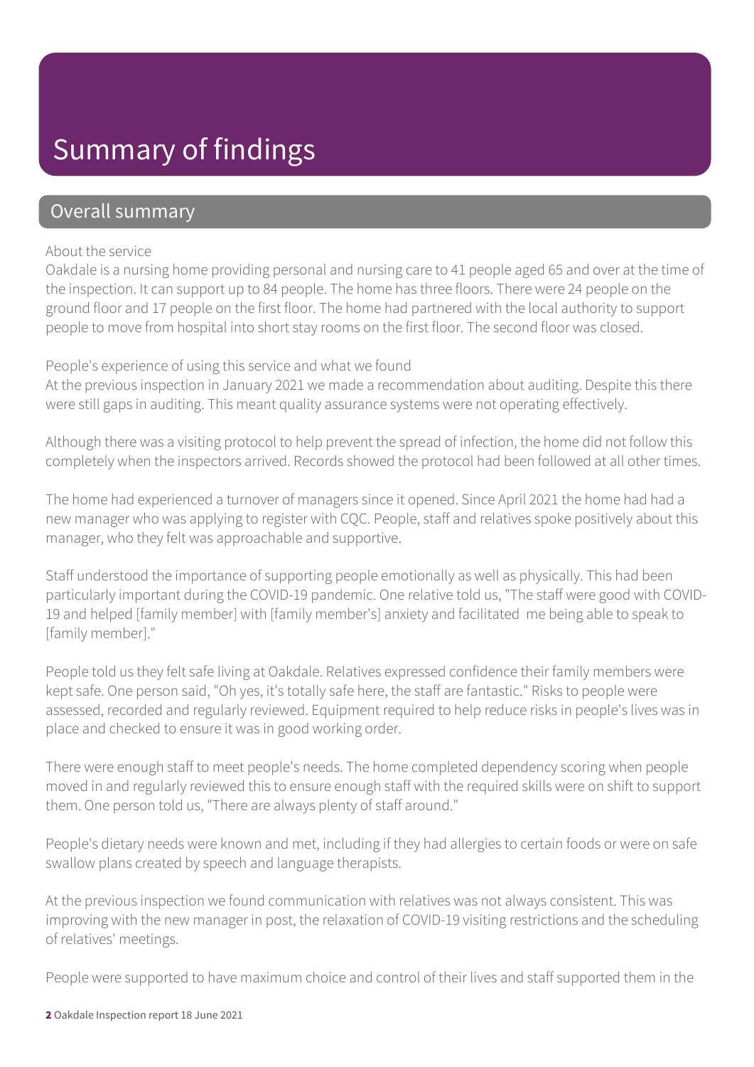# Summary of findings

## Overall summary

About the service

Oakdale is a nursing home providing personal and nursing care to 41 people aged 65 and over at the time of the inspection. It can support up to 84 people. The home has three floors. There were 24 people on the ground floor and 17 people on the first floor. The home had partnered with the local authority to support people to move from hospital into short stay rooms on the first floor. The second floor was closed.

People's experience of using this service and what we found

At the previous inspection in January 2021 we made a recommendation about auditing. Despite this there were still gaps in auditing. This meant quality assurance systems were not operating effectively.

Although there was a visiting protocol to help prevent the spread of infection, the home did not follow this completely when the inspectors arrived. Records showed the protocol had been followed at all other times.

The home had experienced a turnover of managers since it opened. Since April 2021 the home had had a new manager who was applying to register with CQC. People, staff and relatives spoke positively about this manager, who they felt was approachable and supportive.

Staff understood the importance of supporting people emotionally as well as physically. This had been particularly important during the COVID-19 pandemic. One relative told us, "The staff were good with COVID-19 and helped [family member] with [family member's] anxiety and facilitated me being able to speak to [family member]."

People told us they felt safe living at Oakdale. Relatives expressed confidence their family members were kept safe. One person said, "Oh yes, it's totally safe here, the staff are fantastic." Risks to people were assessed, recorded and regularly reviewed. Equipment required to help reduce risks in people's lives was in place and checked to ensure it was in good working order.

There were enough staff to meet people's needs. The home completed dependency scoring when people moved in and regularly reviewed this to ensure enough staff with the required skills were on shift to support them. One person told us, "There are always plenty of staff around."

People's dietary needs were known and met, including if they had allergies to certain foods or were on safe swallow plans created by speech and language therapists.

At the previous inspection we found communication with relatives was not always consistent. This was improving with the new manager in post, the relaxation of COVID-19 visiting restrictions and the scheduling of relatives' meetings.

People were supported to have maximum choice and control of their lives and staff supported them in the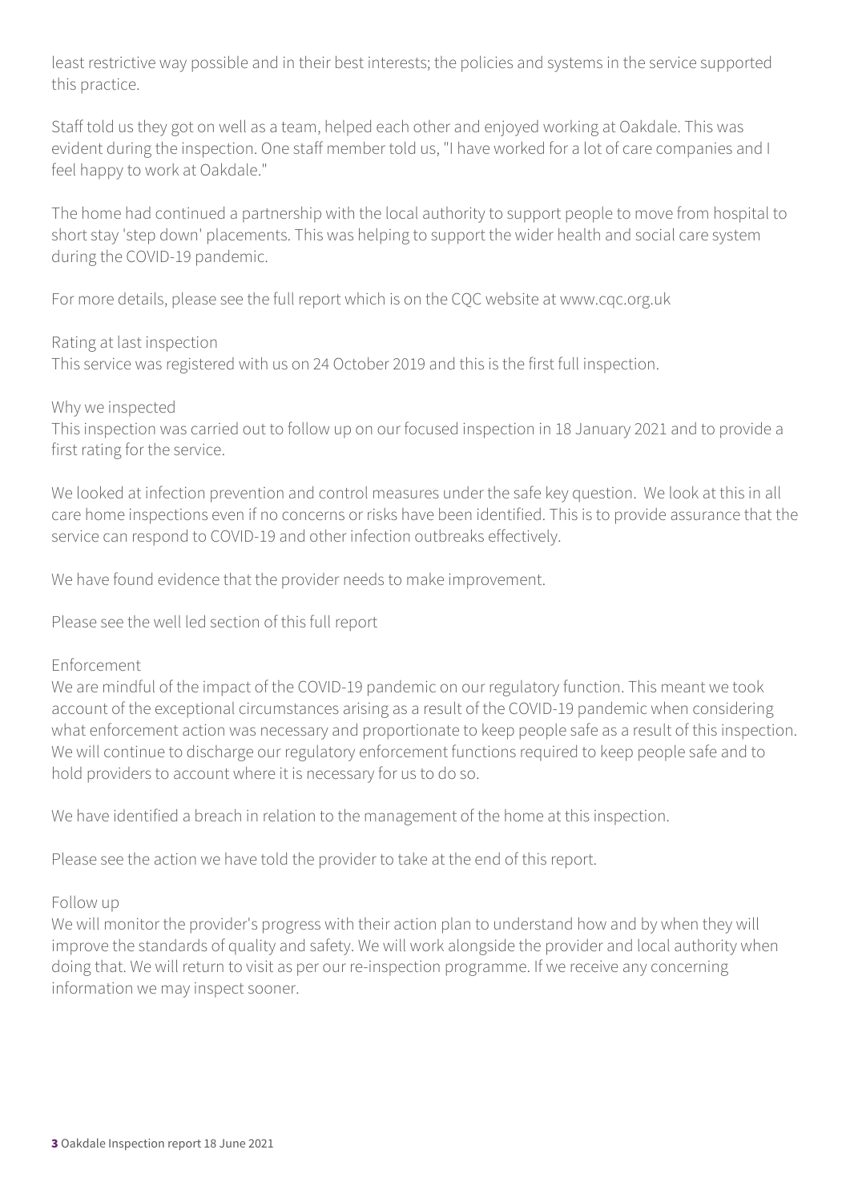least restrictive way possible and in their best interests; the policies and systems in the service supported this practice.

Staff told us they got on well as a team, helped each other and enjoyed working at Oakdale. This was evident during the inspection. One staff member told us, "I have worked for a lot of care companies and I feel happy to work at Oakdale."

The home had continued a partnership with the local authority to support people to move from hospital to short stay 'step down' placements. This was helping to support the wider health and social care system during the COVID-19 pandemic.

For more details, please see the full report which is on the CQC website at www.cqc.org.uk

Rating at last inspection
This service was registered with us on 24 October 2019 and this is the first full inspection.

Why we inspected
This inspection was carried out to follow up on our focused inspection in 18 January 2021 and to provide a first rating for the service.

We looked at infection prevention and control measures under the safe key question. We look at this in all care home inspections even if no concerns or risks have been identified. This is to provide assurance that the service can respond to COVID-19 and other infection outbreaks effectively.

We have found evidence that the provider needs to make improvement.

Please see the well led section of this full report

Enforcement
We are mindful of the impact of the COVID-19 pandemic on our regulatory function. This meant we took account of the exceptional circumstances arising as a result of the COVID-19 pandemic when considering what enforcement action was necessary and proportionate to keep people safe as a result of this inspection. We will continue to discharge our regulatory enforcement functions required to keep people safe and to hold providers to account where it is necessary for us to do so.

We have identified a breach in relation to the management of the home at this inspection.

Please see the action we have told the provider to take at the end of this report.

Follow up
We will monitor the provider's progress with their action plan to understand how and by when they will improve the standards of quality and safety. We will work alongside the provider and local authority when doing that. We will return to visit as per our re-inspection programme. If we receive any concerning information we may inspect sooner.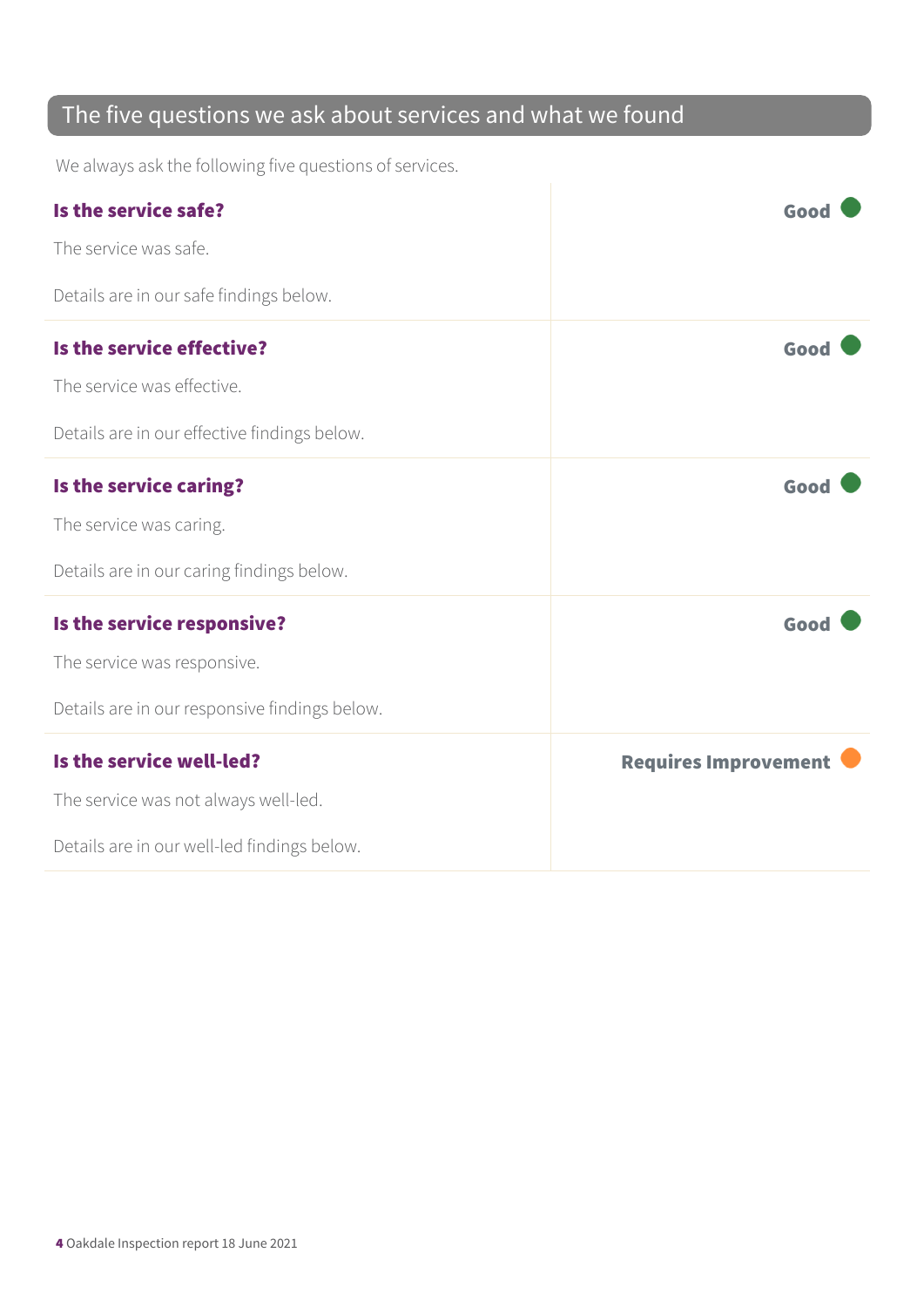## The five questions we ask about services and what we found

We always ask the following five questions of services.

| | |
|---|---|
| **Is the service safe?**<br><br>The service was safe.<br><br>Details are in our safe findings below. | **Good** |
| **Is the service effective?**<br><br>The service was effective.<br><br>Details are in our effective findings below. | **Good** |
| **Is the service caring?**<br><br>The service was caring.<br><br>Details are in our caring findings below. | **Good** |
| **Is the service responsive?**<br><br>The service was responsive.<br><br>Details are in our responsive findings below. | **Good** |
| **Is the service well-led?**<br><br>The service was not always well-led.<br><br>Details are in our well-led findings below. | **Requires Improvement** |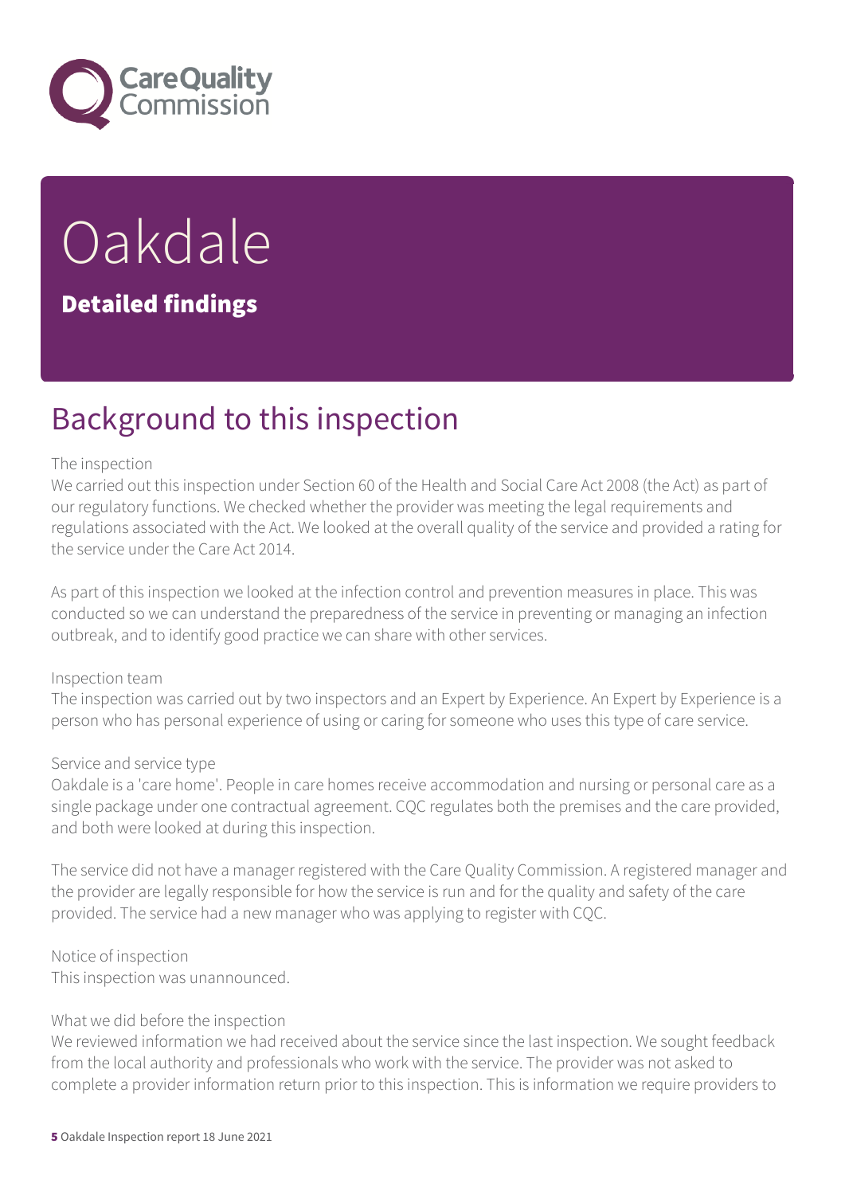# Oakdale

**Detailed findings**

## Background to this inspection

The inspection
We carried out this inspection under Section 60 of the Health and Social Care Act 2008 (the Act) as part of our regulatory functions. We checked whether the provider was meeting the legal requirements and regulations associated with the Act. We looked at the overall quality of the service and provided a rating for the service under the Care Act 2014.

As part of this inspection we looked at the infection control and prevention measures in place. This was conducted so we can understand the preparedness of the service in preventing or managing an infection outbreak, and to identify good practice we can share with other services.

Inspection team
The inspection was carried out by two inspectors and an Expert by Experience. An Expert by Experience is a person who has personal experience of using or caring for someone who uses this type of care service.

Service and service type
Oakdale is a 'care home'. People in care homes receive accommodation and nursing or personal care as a single package under one contractual agreement. CQC regulates both the premises and the care provided, and both were looked at during this inspection.

The service did not have a manager registered with the Care Quality Commission. A registered manager and the provider are legally responsible for how the service is run and for the quality and safety of the care provided. The service had a new manager who was applying to register with CQC.

Notice of inspection
This inspection was unannounced.

What we did before the inspection
We reviewed information we had received about the service since the last inspection. We sought feedback from the local authority and professionals who work with the service. The provider was not asked to complete a provider information return prior to this inspection. This is information we require providers to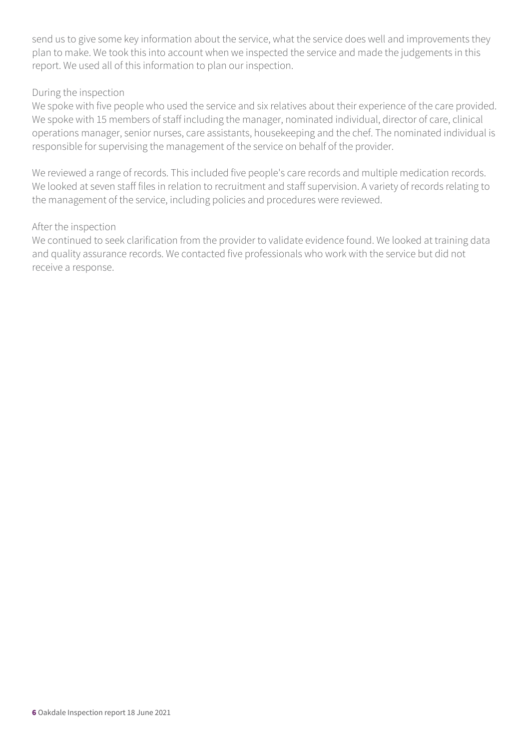send us to give some key information about the service, what the service does well and improvements they plan to make. We took this into account when we inspected the service and made the judgements in this report. We used all of this information to plan our inspection.

During the inspection

We spoke with five people who used the service and six relatives about their experience of the care provided. We spoke with 15 members of staff including the manager, nominated individual, director of care, clinical operations manager, senior nurses, care assistants, housekeeping and the chef. The nominated individual is responsible for supervising the management of the service on behalf of the provider.

We reviewed a range of records. This included five people's care records and multiple medication records. We looked at seven staff files in relation to recruitment and staff supervision. A variety of records relating to the management of the service, including policies and procedures were reviewed.

After the inspection

We continued to seek clarification from the provider to validate evidence found. We looked at training data and quality assurance records. We contacted five professionals who work with the service but did not receive a response.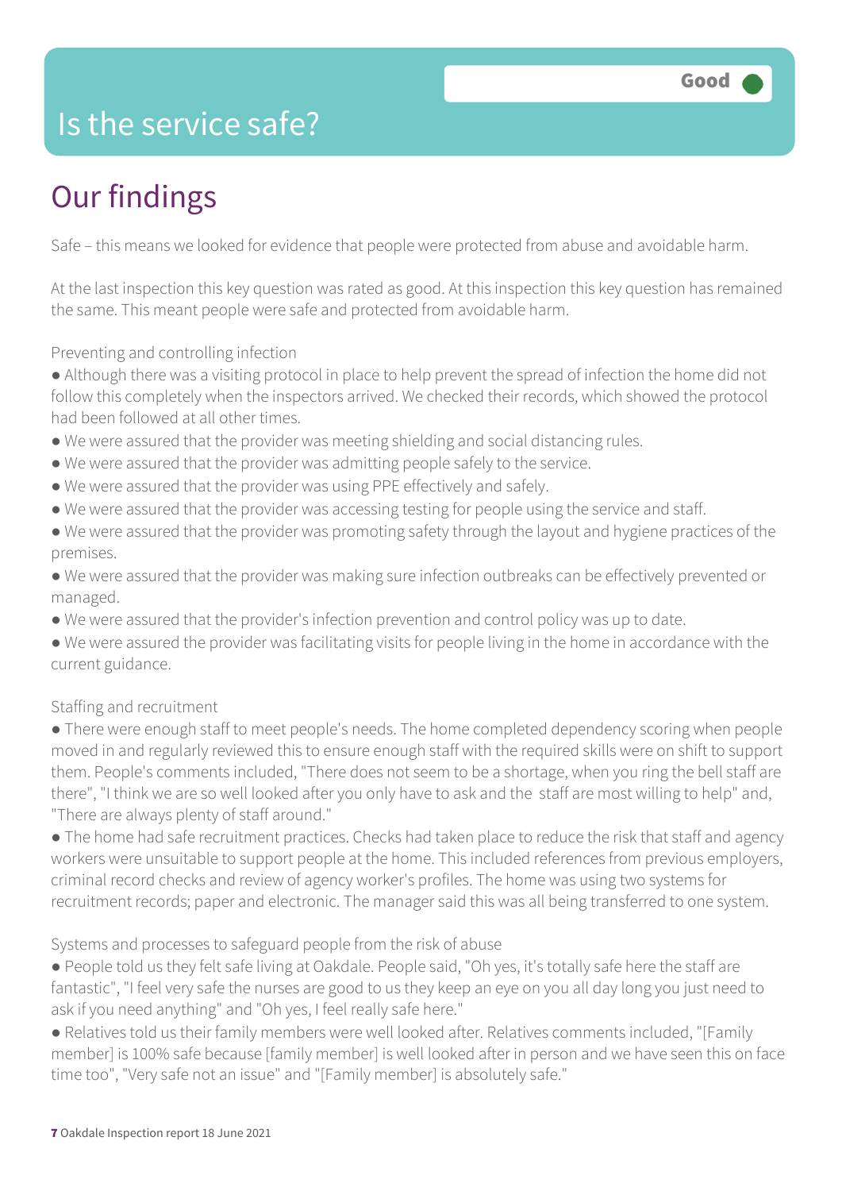# Is the service safe?

**Good**

## Our findings

Safe – this means we looked for evidence that people were protected from abuse and avoidable harm.

At the last inspection this key question was rated as good. At this inspection this key question has remained the same. This meant people were safe and protected from avoidable harm.

Preventing and controlling infection

- Although there was a visiting protocol in place to help prevent the spread of infection the home did not follow this completely when the inspectors arrived. We checked their records, which showed the protocol had been followed at all other times.
- We were assured that the provider was meeting shielding and social distancing rules.
- We were assured that the provider was admitting people safely to the service.
- We were assured that the provider was using PPE effectively and safely.
- We were assured that the provider was accessing testing for people using the service and staff.
- We were assured that the provider was promoting safety through the layout and hygiene practices of the premises.
- We were assured that the provider was making sure infection outbreaks can be effectively prevented or managed.
- We were assured that the provider's infection prevention and control policy was up to date.
- We were assured the provider was facilitating visits for people living in the home in accordance with the current guidance.

Staffing and recruitment

- There were enough staff to meet people's needs. The home completed dependency scoring when people moved in and regularly reviewed this to ensure enough staff with the required skills were on shift to support them. People's comments included, "There does not seem to be a shortage, when you ring the bell staff are there", "I think we are so well looked after you only have to ask and the staff are most willing to help" and, "There are always plenty of staff around."
- The home had safe recruitment practices. Checks had taken place to reduce the risk that staff and agency workers were unsuitable to support people at the home. This included references from previous employers, criminal record checks and review of agency worker's profiles. The home was using two systems for recruitment records; paper and electronic. The manager said this was all being transferred to one system.

Systems and processes to safeguard people from the risk of abuse

- People told us they felt safe living at Oakdale. People said, "Oh yes, it's totally safe here the staff are fantastic", "I feel very safe the nurses are good to us they keep an eye on you all day long you just need to ask if you need anything" and "Oh yes, I feel really safe here."
- Relatives told us their family members were well looked after. Relatives comments included, "[Family member] is 100% safe because [family member] is well looked after in person and we have seen this on face time too", "Very safe not an issue" and "[Family member] is absolutely safe."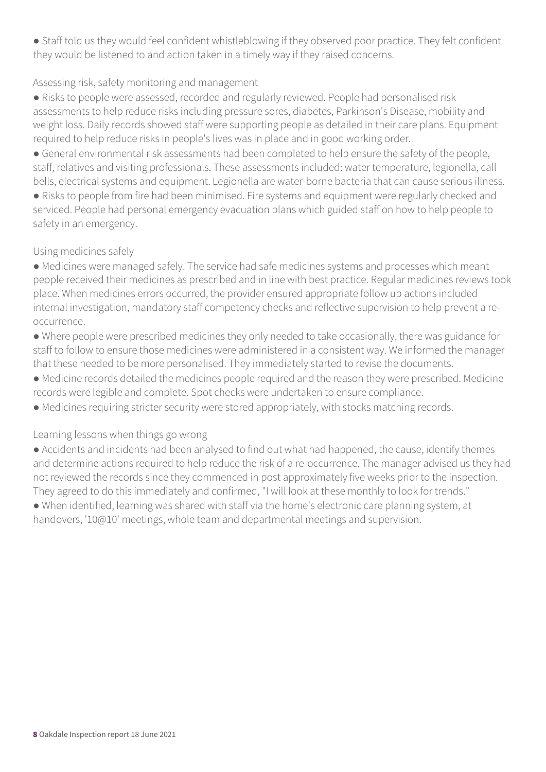- Staff told us they would feel confident whistleblowing if they observed poor practice. They felt confident they would be listened to and action taken in a timely way if they raised concerns.

Assessing risk, safety monitoring and management

- Risks to people were assessed, recorded and regularly reviewed. People had personalised risk assessments to help reduce risks including pressure sores, diabetes, Parkinson's Disease, mobility and weight loss. Daily records showed staff were supporting people as detailed in their care plans. Equipment required to help reduce risks in people's lives was in place and in good working order.
- General environmental risk assessments had been completed to help ensure the safety of the people, staff, relatives and visiting professionals. These assessments included: water temperature, legionella, call bells, electrical systems and equipment. Legionella are water-borne bacteria that can cause serious illness.
- Risks to people from fire had been minimised. Fire systems and equipment were regularly checked and serviced. People had personal emergency evacuation plans which guided staff on how to help people to safety in an emergency.

Using medicines safely

- Medicines were managed safely. The service had safe medicines systems and processes which meant people received their medicines as prescribed and in line with best practice. Regular medicines reviews took place. When medicines errors occurred, the provider ensured appropriate follow up actions included internal investigation, mandatory staff competency checks and reflective supervision to help prevent a re-occurrence.
- Where people were prescribed medicines they only needed to take occasionally, there was guidance for staff to follow to ensure those medicines were administered in a consistent way. We informed the manager that these needed to be more personalised. They immediately started to revise the documents.
- Medicine records detailed the medicines people required and the reason they were prescribed. Medicine records were legible and complete. Spot checks were undertaken to ensure compliance.
- Medicines requiring stricter security were stored appropriately, with stocks matching records.

Learning lessons when things go wrong

- Accidents and incidents had been analysed to find out what had happened, the cause, identify themes and determine actions required to help reduce the risk of a re-occurrence. The manager advised us they had not reviewed the records since they commenced in post approximately five weeks prior to the inspection. They agreed to do this immediately and confirmed, "I will look at these monthly to look for trends."
- When identified, learning was shared with staff via the home's electronic care planning system, at handovers, '10@10' meetings, whole team and departmental meetings and supervision.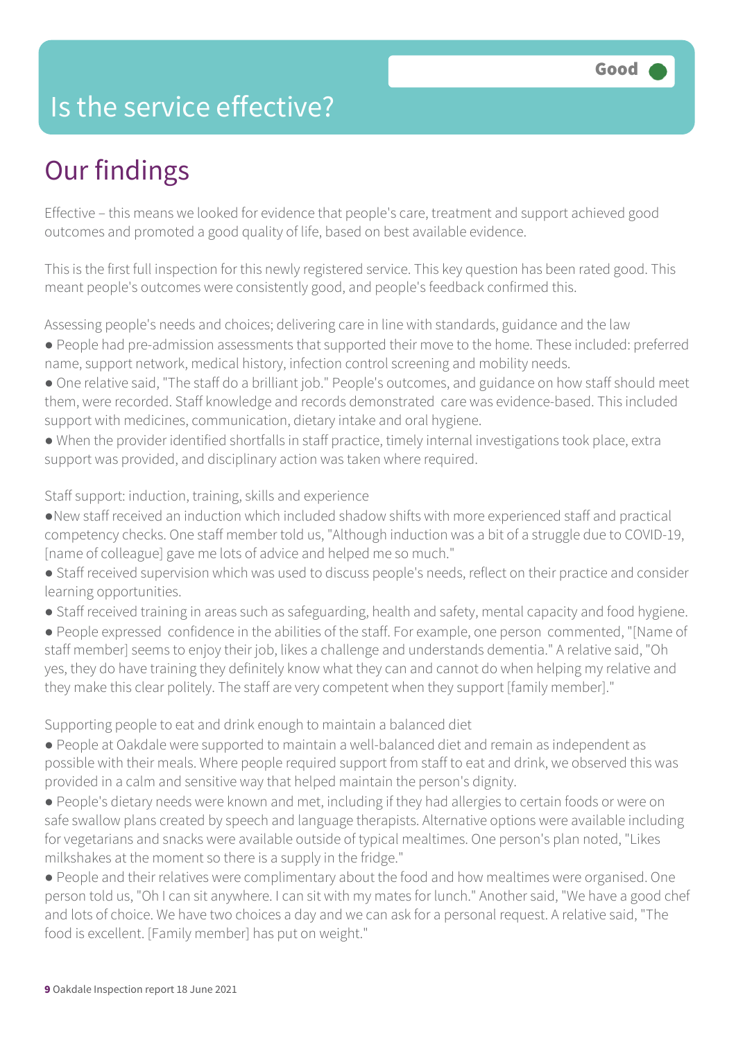# Is the service effective?

Good

## Our findings

Effective – this means we looked for evidence that people's care, treatment and support achieved good outcomes and promoted a good quality of life, based on best available evidence.

This is the first full inspection for this newly registered service. This key question has been rated good. This meant people's outcomes were consistently good, and people's feedback confirmed this.

Assessing people's needs and choices; delivering care in line with standards, guidance and the law

- People had pre-admission assessments that supported their move to the home. These included: preferred name, support network, medical history, infection control screening and mobility needs.
- One relative said, "The staff do a brilliant job." People's outcomes, and guidance on how staff should meet them, were recorded. Staff knowledge and records demonstrated care was evidence-based. This included support with medicines, communication, dietary intake and oral hygiene.
- When the provider identified shortfalls in staff practice, timely internal investigations took place, extra support was provided, and disciplinary action was taken where required.

Staff support: induction, training, skills and experience

- New staff received an induction which included shadow shifts with more experienced staff and practical competency checks. One staff member told us, "Although induction was a bit of a struggle due to COVID-19, [name of colleague] gave me lots of advice and helped me so much."
- Staff received supervision which was used to discuss people's needs, reflect on their practice and consider learning opportunities.
- Staff received training in areas such as safeguarding, health and safety, mental capacity and food hygiene.
- People expressed confidence in the abilities of the staff. For example, one person commented, "[Name of staff member] seems to enjoy their job, likes a challenge and understands dementia." A relative said, "Oh yes, they do have training they definitely know what they can and cannot do when helping my relative and they make this clear politely. The staff are very competent when they support [family member]."

Supporting people to eat and drink enough to maintain a balanced diet

- People at Oakdale were supported to maintain a well-balanced diet and remain as independent as possible with their meals. Where people required support from staff to eat and drink, we observed this was provided in a calm and sensitive way that helped maintain the person's dignity.
- People's dietary needs were known and met, including if they had allergies to certain foods or were on safe swallow plans created by speech and language therapists. Alternative options were available including for vegetarians and snacks were available outside of typical mealtimes. One person's plan noted, "Likes milkshakes at the moment so there is a supply in the fridge."
- People and their relatives were complimentary about the food and how mealtimes were organised. One person told us, "Oh I can sit anywhere. I can sit with my mates for lunch." Another said, "We have a good chef and lots of choice. We have two choices a day and we can ask for a personal request. A relative said, "The food is excellent. [Family member] has put on weight."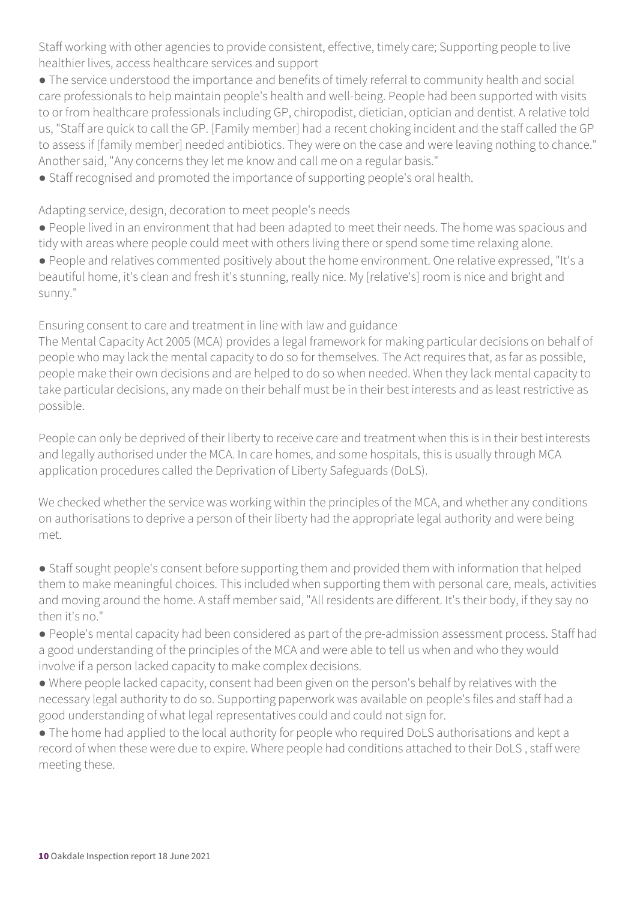Staff working with other agencies to provide consistent, effective, timely care; Supporting people to live healthier lives, access healthcare services and support

- The service understood the importance and benefits of timely referral to community health and social care professionals to help maintain people's health and well-being. People had been supported with visits to or from healthcare professionals including GP, chiropodist, dietician, optician and dentist. A relative told us, "Staff are quick to call the GP. [Family member] had a recent choking incident and the staff called the GP to assess if [family member] needed antibiotics. They were on the case and were leaving nothing to chance." Another said, "Any concerns they let me know and call me on a regular basis."
- Staff recognised and promoted the importance of supporting people's oral health.

Adapting service, design, decoration to meet people's needs

- People lived in an environment that had been adapted to meet their needs. The home was spacious and tidy with areas where people could meet with others living there or spend some time relaxing alone.
- People and relatives commented positively about the home environment. One relative expressed, "It's a beautiful home, it's clean and fresh it's stunning, really nice. My [relative's] room is nice and bright and sunny."

Ensuring consent to care and treatment in line with law and guidance

The Mental Capacity Act 2005 (MCA) provides a legal framework for making particular decisions on behalf of people who may lack the mental capacity to do so for themselves. The Act requires that, as far as possible, people make their own decisions and are helped to do so when needed. When they lack mental capacity to take particular decisions, any made on their behalf must be in their best interests and as least restrictive as possible.

People can only be deprived of their liberty to receive care and treatment when this is in their best interests and legally authorised under the MCA. In care homes, and some hospitals, this is usually through MCA application procedures called the Deprivation of Liberty Safeguards (DoLS).

We checked whether the service was working within the principles of the MCA, and whether any conditions on authorisations to deprive a person of their liberty had the appropriate legal authority and were being met.

- Staff sought people's consent before supporting them and provided them with information that helped them to make meaningful choices. This included when supporting them with personal care, meals, activities and moving around the home. A staff member said, "All residents are different. It's their body, if they say no then it's no."
- People's mental capacity had been considered as part of the pre-admission assessment process. Staff had a good understanding of the principles of the MCA and were able to tell us when and who they would involve if a person lacked capacity to make complex decisions.
- Where people lacked capacity, consent had been given on the person's behalf by relatives with the necessary legal authority to do so. Supporting paperwork was available on people's files and staff had a good understanding of what legal representatives could and could not sign for.
- The home had applied to the local authority for people who required DoLS authorisations and kept a record of when these were due to expire. Where people had conditions attached to their DoLS , staff were meeting these.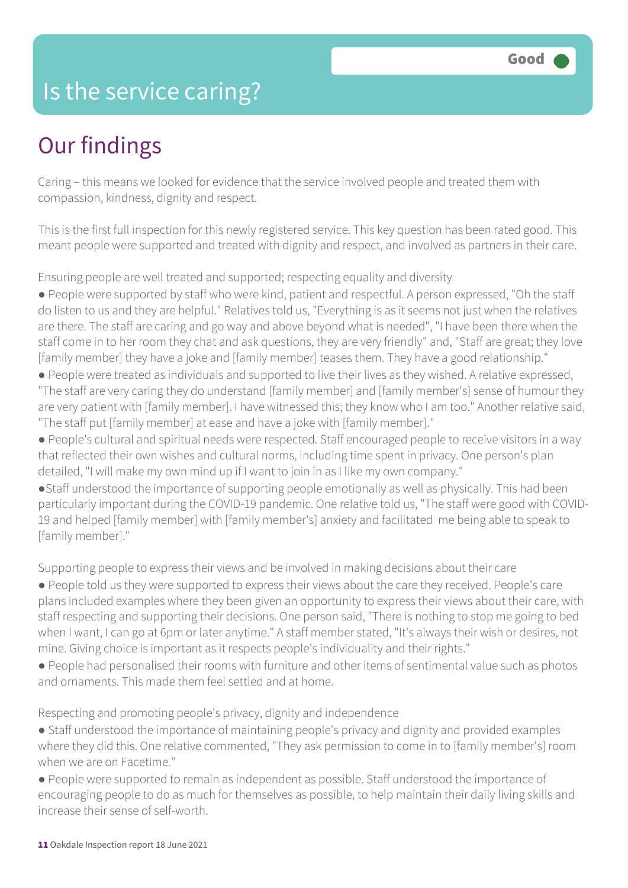# Is the service caring?

**Good**

## Our findings

Caring – this means we looked for evidence that the service involved people and treated them with compassion, kindness, dignity and respect.

This is the first full inspection for this newly registered service. This key question has been rated good. This meant people were supported and treated with dignity and respect, and involved as partners in their care.

Ensuring people are well treated and supported; respecting equality and diversity

- People were supported by staff who were kind, patient and respectful. A person expressed, "Oh the staff do listen to us and they are helpful." Relatives told us, "Everything is as it seems not just when the relatives are there. The staff are caring and go way and above beyond what is needed", "I have been there when the staff come in to her room they chat and ask questions, they are very friendly" and, "Staff are great; they love [family member] they have a joke and [family member] teases them. They have a good relationship."
- People were treated as individuals and supported to live their lives as they wished. A relative expressed, "The staff are very caring they do understand [family member] and [family member's] sense of humour they are very patient with [family member]. I have witnessed this; they know who I am too." Another relative said, "The staff put [family member] at ease and have a joke with [family member]."
- People's cultural and spiritual needs were respected. Staff encouraged people to receive visitors in a way that reflected their own wishes and cultural norms, including time spent in privacy. One person's plan detailed, "I will make my own mind up if I want to join in as I like my own company."
- Staff understood the importance of supporting people emotionally as well as physically. This had been particularly important during the COVID-19 pandemic. One relative told us, "The staff were good with COVID-19 and helped [family member] with [family member's] anxiety and facilitated me being able to speak to [family member]."

Supporting people to express their views and be involved in making decisions about their care

- People told us they were supported to express their views about the care they received. People's care plans included examples where they been given an opportunity to express their views about their care, with staff respecting and supporting their decisions. One person said, "There is nothing to stop me going to bed when I want, I can go at 6pm or later anytime." A staff member stated, "It's always their wish or desires, not mine. Giving choice is important as it respects people's individuality and their rights."
- People had personalised their rooms with furniture and other items of sentimental value such as photos and ornaments. This made them feel settled and at home.

Respecting and promoting people's privacy, dignity and independence

- Staff understood the importance of maintaining people's privacy and dignity and provided examples where they did this. One relative commented, "They ask permission to come in to [family member's] room when we are on Facetime."
- People were supported to remain as independent as possible. Staff understood the importance of encouraging people to do as much for themselves as possible, to help maintain their daily living skills and increase their sense of self-worth.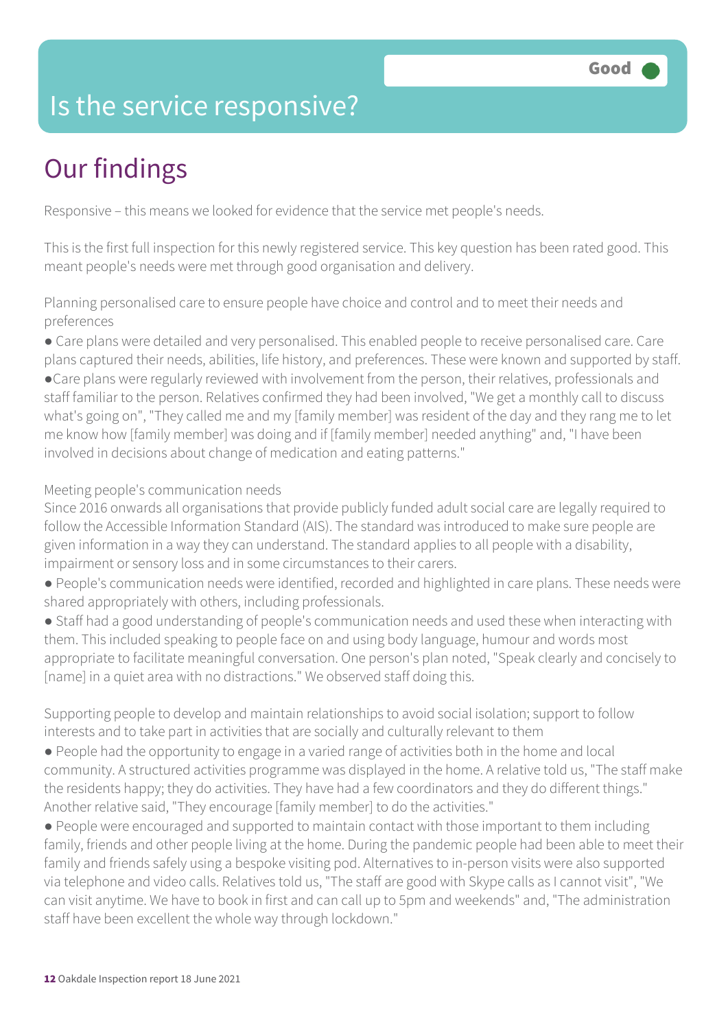# Is the service responsive?

Good

## Our findings

Responsive – this means we looked for evidence that the service met people's needs.

This is the first full inspection for this newly registered service. This key question has been rated good. This meant people's needs were met through good organisation and delivery.

Planning personalised care to ensure people have choice and control and to meet their needs and preferences

- Care plans were detailed and very personalised. This enabled people to receive personalised care. Care plans captured their needs, abilities, life history, and preferences. These were known and supported by staff.
- Care plans were regularly reviewed with involvement from the person, their relatives, professionals and staff familiar to the person. Relatives confirmed they had been involved, "We get a monthly call to discuss what's going on", "They called me and my [family member] was resident of the day and they rang me to let me know how [family member] was doing and if [family member] needed anything" and, "I have been involved in decisions about change of medication and eating patterns."

Meeting people's communication needs

Since 2016 onwards all organisations that provide publicly funded adult social care are legally required to follow the Accessible Information Standard (AIS). The standard was introduced to make sure people are given information in a way they can understand. The standard applies to all people with a disability, impairment or sensory loss and in some circumstances to their carers.

- People's communication needs were identified, recorded and highlighted in care plans. These needs were shared appropriately with others, including professionals.
- Staff had a good understanding of people's communication needs and used these when interacting with them. This included speaking to people face on and using body language, humour and words most appropriate to facilitate meaningful conversation. One person's plan noted, "Speak clearly and concisely to [name] in a quiet area with no distractions." We observed staff doing this.

Supporting people to develop and maintain relationships to avoid social isolation; support to follow interests and to take part in activities that are socially and culturally relevant to them

- People had the opportunity to engage in a varied range of activities both in the home and local community. A structured activities programme was displayed in the home. A relative told us, "The staff make the residents happy; they do activities. They have had a few coordinators and they do different things." Another relative said, "They encourage [family member] to do the activities."
- People were encouraged and supported to maintain contact with those important to them including family, friends and other people living at the home. During the pandemic people had been able to meet their family and friends safely using a bespoke visiting pod. Alternatives to in-person visits were also supported via telephone and video calls. Relatives told us, "The staff are good with Skype calls as I cannot visit", "We can visit anytime. We have to book in first and can call up to 5pm and weekends" and, "The administration staff have been excellent the whole way through lockdown."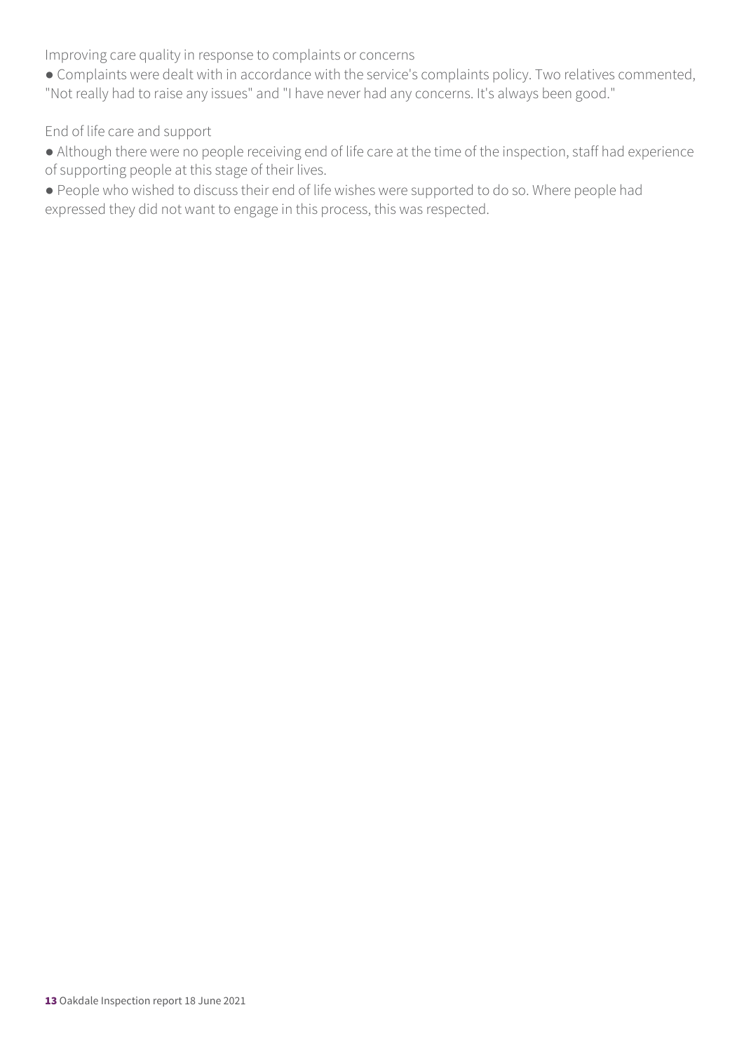### Improving care quality in response to complaints or concerns

- Complaints were dealt with in accordance with the service's complaints policy. Two relatives commented, "Not really had to raise any issues" and "I have never had any concerns. It's always been good."

### End of life care and support

- Although there were no people receiving end of life care at the time of the inspection, staff had experience of supporting people at this stage of their lives.
- People who wished to discuss their end of life wishes were supported to do so. Where people had expressed they did not want to engage in this process, this was respected.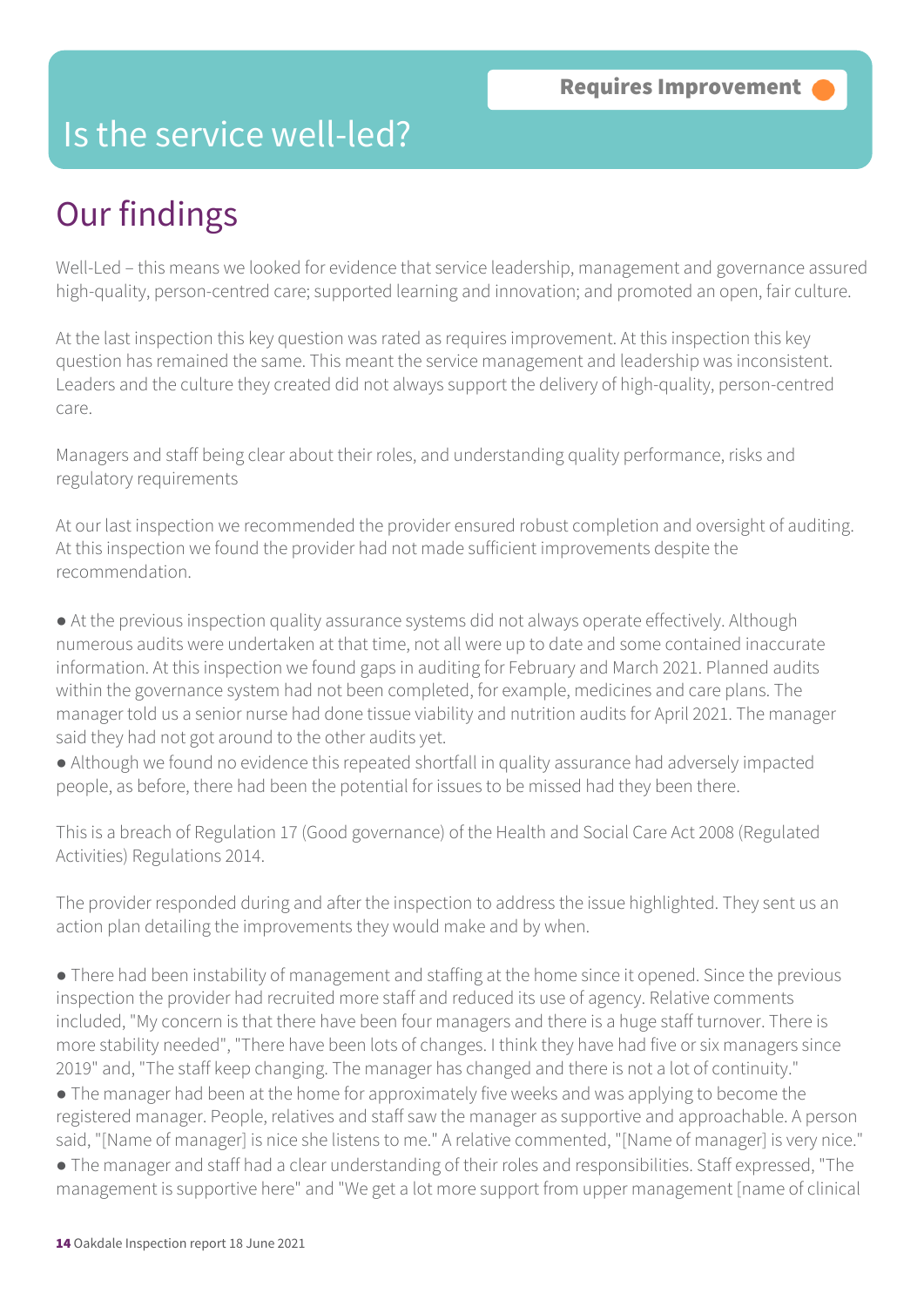Requires Improvement

# Is the service well-led?

## Our findings

Well-Led – this means we looked for evidence that service leadership, management and governance assured high-quality, person-centred care; supported learning and innovation; and promoted an open, fair culture.

At the last inspection this key question was rated as requires improvement. At this inspection this key question has remained the same. This meant the service management and leadership was inconsistent. Leaders and the culture they created did not always support the delivery of high-quality, person-centred care.

Managers and staff being clear about their roles, and understanding quality performance, risks and regulatory requirements

At our last inspection we recommended the provider ensured robust completion and oversight of auditing. At this inspection we found the provider had not made sufficient improvements despite the recommendation.

- At the previous inspection quality assurance systems did not always operate effectively. Although numerous audits were undertaken at that time, not all were up to date and some contained inaccurate information. At this inspection we found gaps in auditing for February and March 2021. Planned audits within the governance system had not been completed, for example, medicines and care plans. The manager told us a senior nurse had done tissue viability and nutrition audits for April 2021. The manager said they had not got around to the other audits yet.
- Although we found no evidence this repeated shortfall in quality assurance had adversely impacted people, as before, there had been the potential for issues to be missed had they been there.

This is a breach of Regulation 17 (Good governance) of the Health and Social Care Act 2008 (Regulated Activities) Regulations 2014.

The provider responded during and after the inspection to address the issue highlighted. They sent us an action plan detailing the improvements they would make and by when.

- There had been instability of management and staffing at the home since it opened. Since the previous inspection the provider had recruited more staff and reduced its use of agency. Relative comments included, "My concern is that there have been four managers and there is a huge staff turnover. There is more stability needed", "There have been lots of changes. I think they have had five or six managers since 2019" and, "The staff keep changing. The manager has changed and there is not a lot of continuity."
- The manager had been at the home for approximately five weeks and was applying to become the registered manager. People, relatives and staff saw the manager as supportive and approachable. A person said, "[Name of manager] is nice she listens to me." A relative commented, "[Name of manager] is very nice."
- The manager and staff had a clear understanding of their roles and responsibilities. Staff expressed, "The management is supportive here" and "We get a lot more support from upper management [name of clinical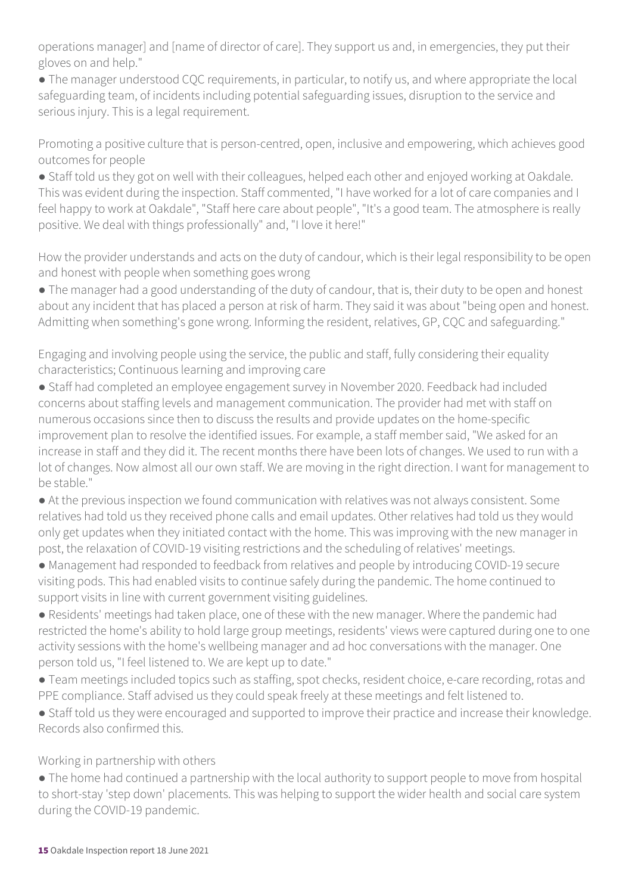operations manager] and [name of director of care]. They support us and, in emergencies, they put their gloves on and help."

- The manager understood CQC requirements, in particular, to notify us, and where appropriate the local safeguarding team, of incidents including potential safeguarding issues, disruption to the service and serious injury. This is a legal requirement.

Promoting a positive culture that is person-centred, open, inclusive and empowering, which achieves good outcomes for people

- Staff told us they got on well with their colleagues, helped each other and enjoyed working at Oakdale. This was evident during the inspection. Staff commented, "I have worked for a lot of care companies and I feel happy to work at Oakdale", "Staff here care about people", "It's a good team. The atmosphere is really positive. We deal with things professionally" and, "I love it here!"

How the provider understands and acts on the duty of candour, which is their legal responsibility to be open and honest with people when something goes wrong

- The manager had a good understanding of the duty of candour, that is, their duty to be open and honest about any incident that has placed a person at risk of harm. They said it was about "being open and honest. Admitting when something's gone wrong. Informing the resident, relatives, GP, CQC and safeguarding."

Engaging and involving people using the service, the public and staff, fully considering their equality characteristics; Continuous learning and improving care

- Staff had completed an employee engagement survey in November 2020. Feedback had included concerns about staffing levels and management communication. The provider had met with staff on numerous occasions since then to discuss the results and provide updates on the home-specific improvement plan to resolve the identified issues. For example, a staff member said, "We asked for an increase in staff and they did it. The recent months there have been lots of changes. We used to run with a lot of changes. Now almost all our own staff. We are moving in the right direction. I want for management to be stable."
- At the previous inspection we found communication with relatives was not always consistent. Some relatives had told us they received phone calls and email updates. Other relatives had told us they would only get updates when they initiated contact with the home. This was improving with the new manager in post, the relaxation of COVID-19 visiting restrictions and the scheduling of relatives' meetings.
- Management had responded to feedback from relatives and people by introducing COVID-19 secure visiting pods. This had enabled visits to continue safely during the pandemic. The home continued to support visits in line with current government visiting guidelines.
- Residents' meetings had taken place, one of these with the new manager. Where the pandemic had restricted the home's ability to hold large group meetings, residents' views were captured during one to one activity sessions with the home's wellbeing manager and ad hoc conversations with the manager. One person told us, "I feel listened to. We are kept up to date."
- Team meetings included topics such as staffing, spot checks, resident choice, e-care recording, rotas and PPE compliance. Staff advised us they could speak freely at these meetings and felt listened to.
- Staff told us they were encouraged and supported to improve their practice and increase their knowledge. Records also confirmed this.

Working in partnership with others

- The home had continued a partnership with the local authority to support people to move from hospital to short-stay 'step down' placements. This was helping to support the wider health and social care system during the COVID-19 pandemic.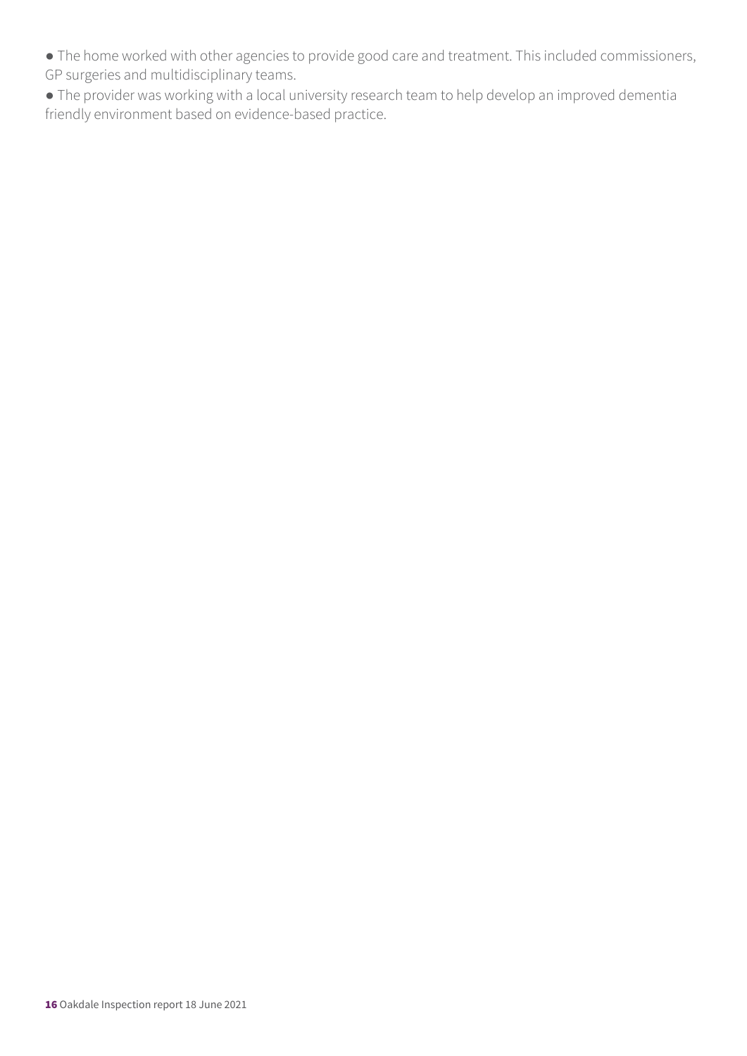- The home worked with other agencies to provide good care and treatment. This included commissioners, GP surgeries and multidisciplinary teams.
- The provider was working with a local university research team to help develop an improved dementia friendly environment based on evidence-based practice.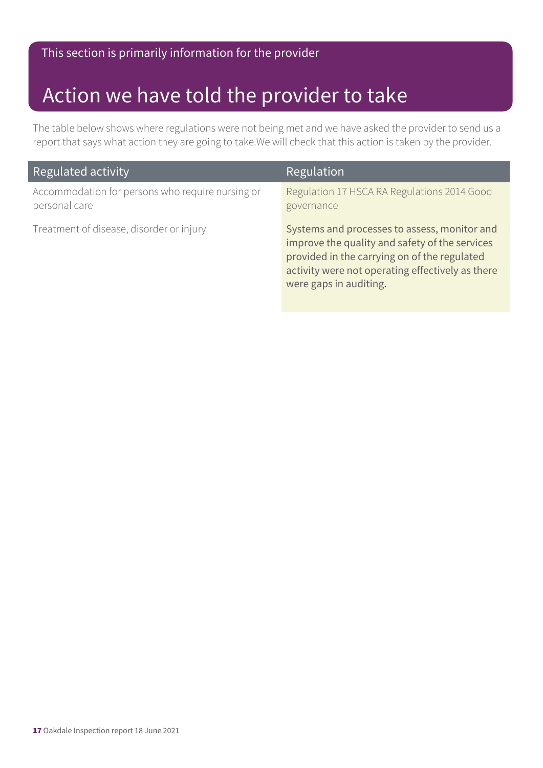This section is primarily information for the provider

# Action we have told the provider to take

The table below shows where regulations were not being met and we have asked the provider to send us a report that says what action they are going to take.We will check that this action is taken by the provider.

| Regulated activity | Regulation |
| --- | --- |
| Accommodation for persons who require nursing or personal care<br><br>Treatment of disease, disorder or injury | Regulation 17 HSCA RA Regulations 2014 Good governance<br><br>**Systems and processes to assess, monitor and improve the quality and safety of the services provided in the carrying on of the regulated activity were not operating effectively as there were gaps in auditing.** |